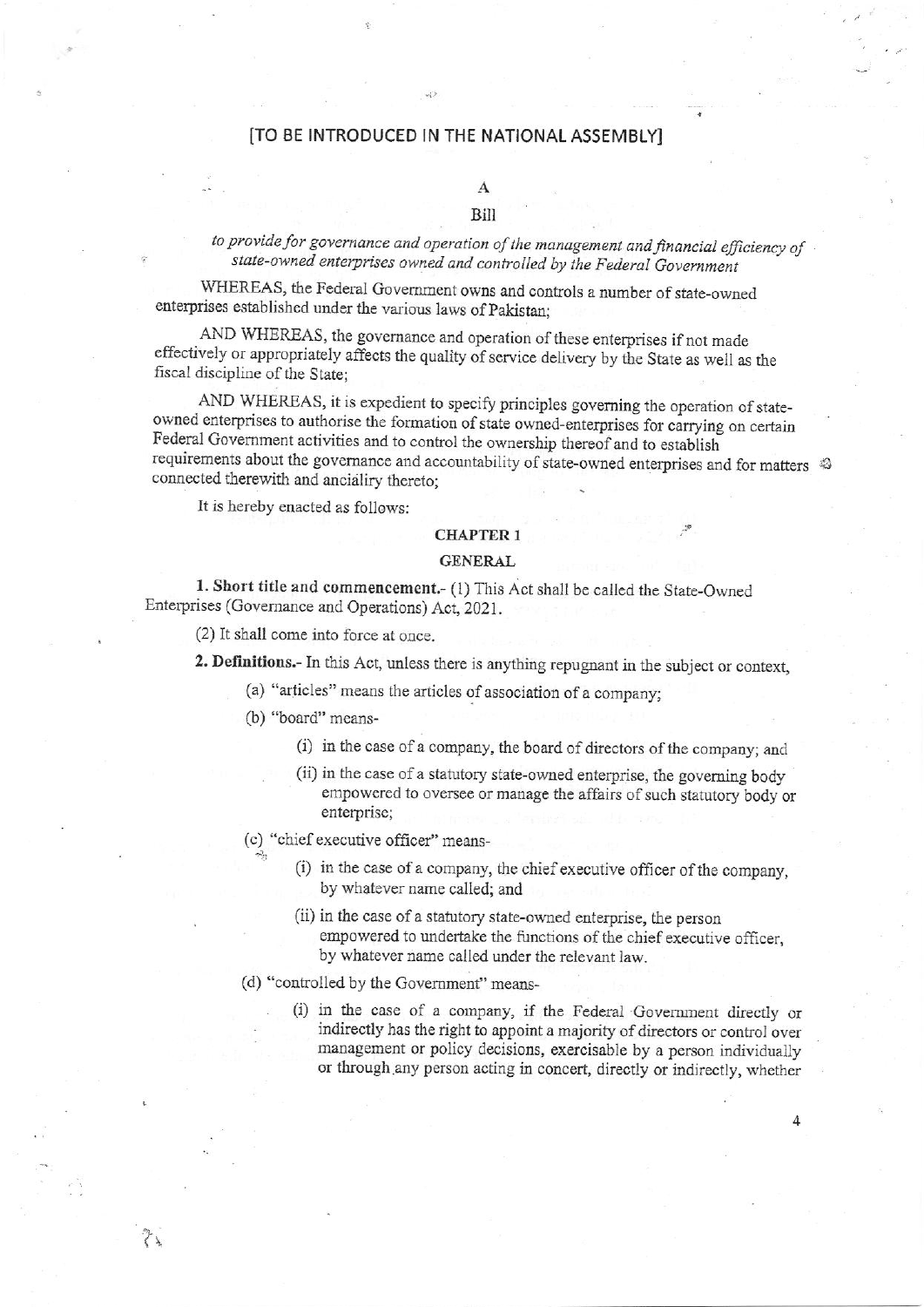[TO BE INTRODUCED IN THE NATIONAL ASSEMBLY]

A

Bill

*to provide for governance and operation of the management and financial efficiency of state-owned enterprises owned and controlled by the Federal Government*

WHEREAS, the Federal Government owns and controls a number of state-owned enterprises established under the various laws of Pakistan;

AND WHEREAS, the governance and operation of these enterprises if not made effectively or appropriately affects the quality of service delivery by the State as well as the fiscal discipline of the State;

AND WHEREAS, it is expedient to specify principles governing the operation of state-owned enterprises to authorise the formation of state owned-enterprises for carrying on certain Federal Government activities and to control the ownership thereof and to establish requirements about the governance and accountability of state-owned enterprises and for matters connected therewith and anciliry thereto;

It is hereby enacted as follows:

## CHAPTER 1

## GENERAL

**1. Short title and commencement.**- (1) This Act shall be called the State-Owned Enterprises (Governance and Operations) Act, 2021.

(2) It shall come into force at once.

**2. Definitions.**- In this Act, unless there is anything repugnant in the subject or context,

(a) "articles" means the articles of association of a company;

(b) "board" means-

(i) in the case of a company, the board of directors of the company; and

(ii) in the case of a statutory state-owned enterprise, the governing body empowered to oversee or manage the affairs of such statutory body or enterprise;

(c) "chief executive officer" means-

(i) in the case of a company, the chief executive officer of the company, by whatever name called; and

(ii) in the case of a statutory state-owned enterprise, the person empowered to undertake the functions of the chief executive officer, by whatever name called under the relevant law.

(d) "controlled by the Government" means-

(i) in the case of a company, if the Federal Government directly or indirectly has the right to appoint a majority of directors or control over management or policy decisions, exercisable by a person individually or through any person acting in concert, directly or indirectly, whether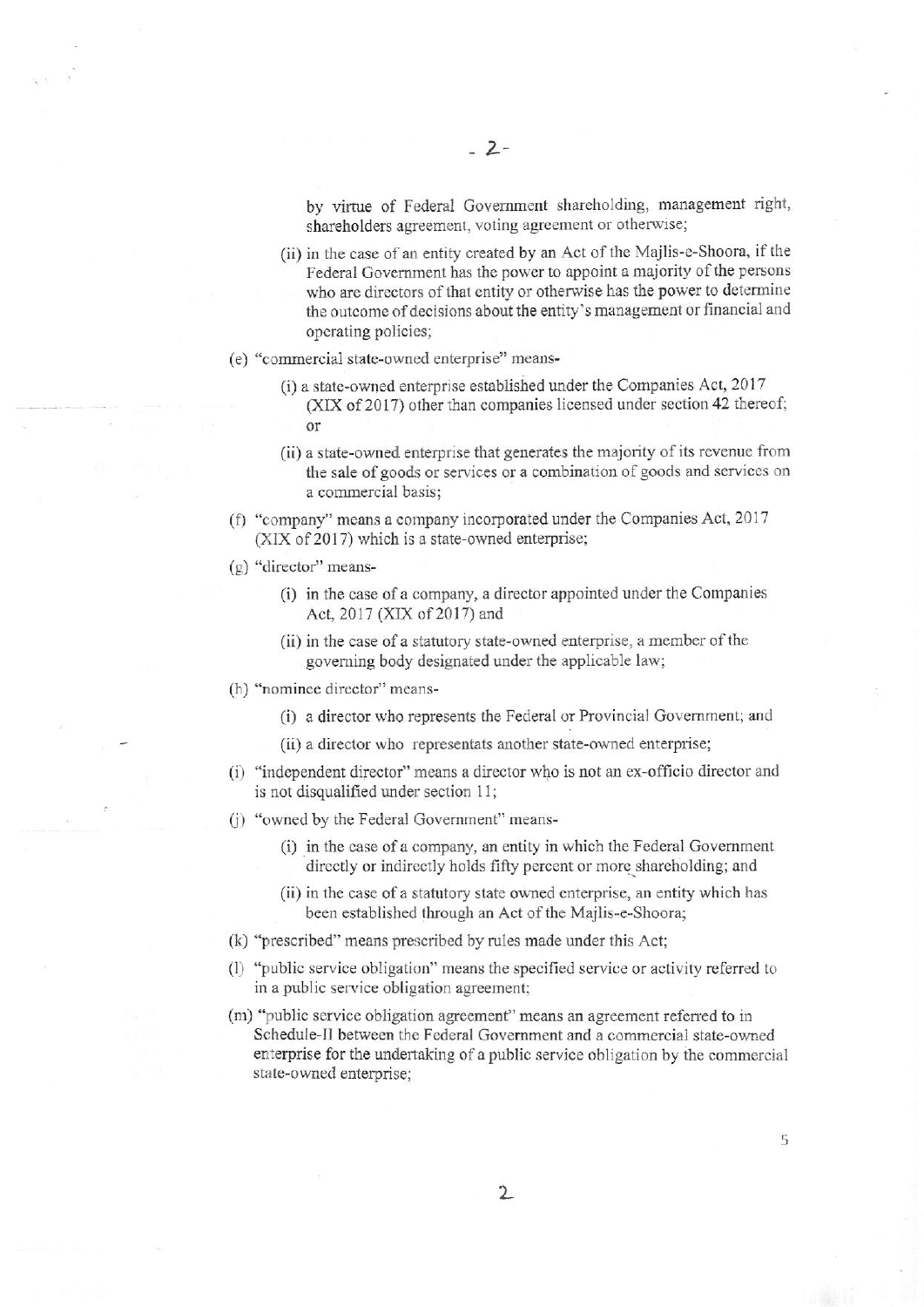by virtue of Federal Government shareholding, management right, shareholders agreement, voting agreement or otherwise;

(ii) in the case of an entity created by an Act of the Majlis-e-Shoora, if the Federal Government has the power to appoint a majority of the persons who are directors of that entity or otherwise has the power to determine the outcome of decisions about the entity's management or financial and operating policies;

(e) "commercial state-owned enterprise" means-

(i) a state-owned enterprise established under the Companies Act, 2017 (XIX of 2017) other than companies licensed under section 42 thereof; or

(ii) a state-owned enterprise that generates the majority of its revenue from the sale of goods or services or a combination of goods and services on a commercial basis;

(f) "company" means a company incorporated under the Companies Act, 2017 (XIX of 2017) which is a state-owned enterprise;

(g) "director" means-

(i) in the case of a company, a director appointed under the Companies Act, 2017 (XIX of 2017) and

(ii) in the case of a statutory state-owned enterprise, a member of the governing body designated under the applicable law;

(h) "nominee director" means-

(i) a director who represents the Federal or Provincial Government; and

(ii) a director who representats another state-owned enterprise;

(i) "independent director" means a director who is not an ex-officio director and is not disqualified under section 11;

(j) "owned by the Federal Government" means-

(i) in the case of a company, an entity in which the Federal Government directly or indirectly holds fifty percent or more shareholding; and

(ii) in the case of a statutory state owned enterprise, an entity which has been established through an Act of the Majlis-e-Shoora;

(k) "prescribed" means prescribed by rules made under this Act;

(l) "public service obligation" means the specified service or activity referred to in a public service obligation agreement;

(m) "public service obligation agreement" means an agreement referred to in Schedule-II between the Federal Government and a commercial state-owned enterprise for the undertaking of a public service obligation by the commercial state-owned enterprise;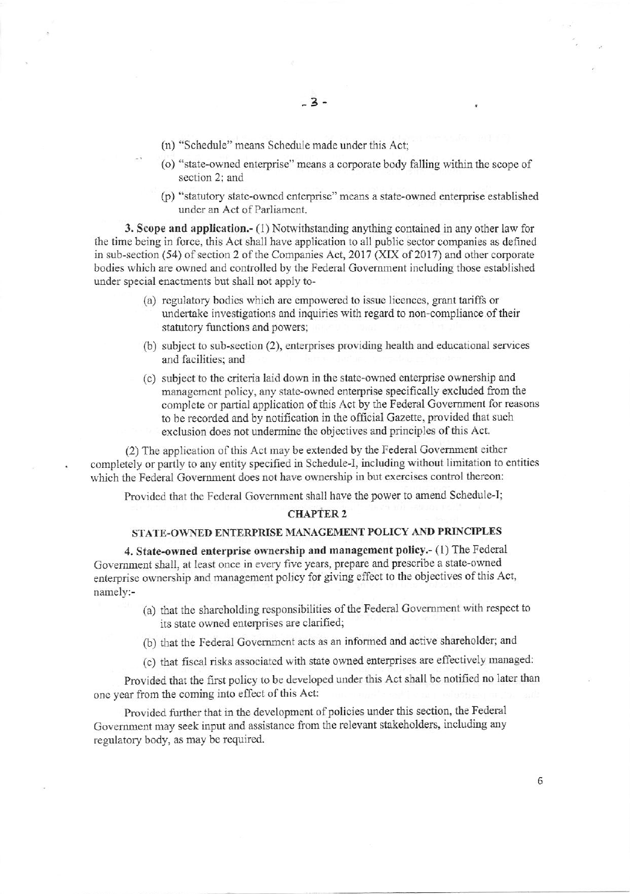(n) "Schedule" means Schedule made under this Act;

(o) "state-owned enterprise" means a corporate body falling within the scope of section 2; and

(p) "statutory state-owned enterprise" means a state-owned enterprise established under an Act of Parliament.

**3. Scope and application.-** (1) Notwithstanding anything contained in any other law for the time being in force, this Act shall have application to all public sector companies as defined in sub-section (54) of section 2 of the Companies Act, 2017 (XIX of 2017) and other corporate bodies which are owned and controlled by the Federal Government including those established under special enactments but shall not apply to-

(a) regulatory bodies which are empowered to issue licences, grant tariffs or undertake investigations and inquiries with regard to non-compliance of their statutory functions and powers;

(b) subject to sub-section (2), enterprises providing health and educational services and facilities; and

(c) subject to the criteria laid down in the state-owned enterprise ownership and management policy, any state-owned enterprise specifically excluded from the complete or partial application of this Act by the Federal Government for reasons to be recorded and by notification in the official Gazette, provided that such exclusion does not undermine the objectives and principles of this Act.

(2) The application of this Act may be extended by the Federal Government either completely or partly to any entity specified in Schedule-I, including without limitation to entities which the Federal Government does not have ownership in but exercises control thereon:

Provided that the Federal Government shall have the power to amend Schedule-I;

## CHAPTER 2

## STATE-OWNED ENTERPRISE MANAGEMENT POLICY AND PRINCIPLES

**4. State-owned enterprise ownership and management policy.-** (1) The Federal Government shall, at least once in every five years, prepare and prescribe a state-owned enterprise ownership and management policy for giving effect to the objectives of this Act, namely:-

(a) that the shareholding responsibilities of the Federal Government with respect to its state owned enterprises are clarified;

(b) that the Federal Government acts as an informed and active shareholder; and

(c) that fiscal risks associated with state owned enterprises are effectively managed:

Provided that the first policy to be developed under this Act shall be notified no later than one year from the coming into effect of this Act:

Provided further that in the development of policies under this section, the Federal Government may seek input and assistance from the relevant stakeholders, including any regulatory body, as may be required.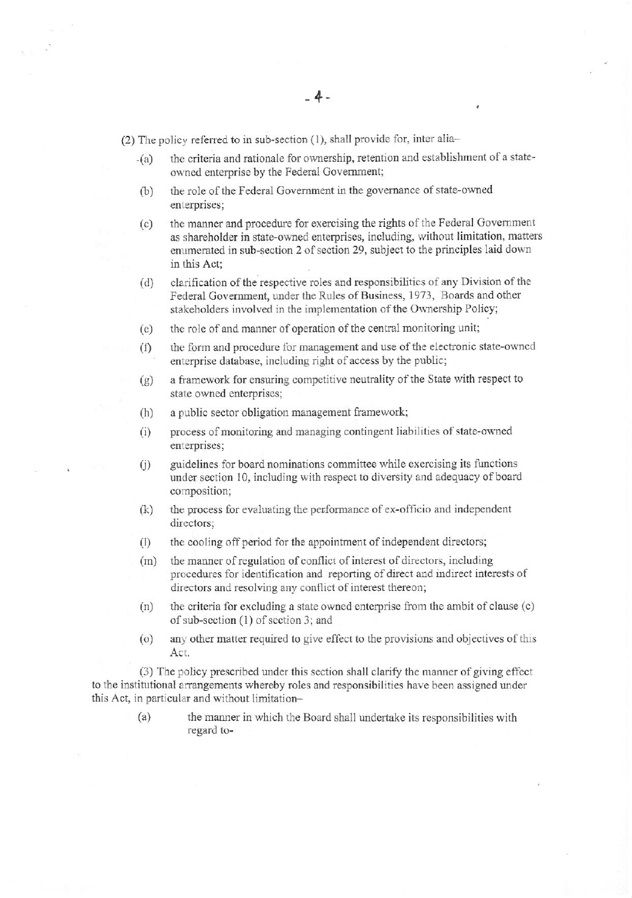(2) The policy referred to in sub-section (1), shall provide for, inter alia–

(a) the criteria and rationale for ownership, retention and establishment of a state-owned enterprise by the Federal Government;

(b) the role of the Federal Government in the governance of state-owned enterprises;

(c) the manner and procedure for exercising the rights of the Federal Government as shareholder in state-owned enterprises, including, without limitation, matters enumerated in sub-section 2 of section 29, subject to the principles laid down in this Act;

(d) clarification of the respective roles and responsibilities of any Division of the Federal Government, under the Rules of Business, 1973, Boards and other stakeholders involved in the implementation of the Ownership Policy;

(e) the role of and manner of operation of the central monitoring unit;

(f) the form and procedure for management and use of the electronic state-owned enterprise database, including right of access by the public;

(g) a framework for ensuring competitive neutrality of the State with respect to state owned enterprises;

(h) a public sector obligation management framework;

(i) process of monitoring and managing contingent liabilities of state-owned enterprises;

(j) guidelines for board nominations committee while exercising its functions under section 10, including with respect to diversity and adequacy of board composition;

(k) the process for evaluating the performance of ex-officio and independent directors;

(l) the cooling off period for the appointment of independent directors;

(m) the manner of regulation of conflict of interest of directors, including procedures for identification and reporting of direct and indirect interests of directors and resolving any conflict of interest thereon;

(n) the criteria for excluding a state owned enterprise from the ambit of clause (c) of sub-section (1) of section 3; and

(o) any other matter required to give effect to the provisions and objectives of this Act.

(3) The policy prescribed under this section shall clarify the manner of giving effect to the institutional arrangements whereby roles and responsibilities have been assigned under this Act, in particular and without limitation–

(a) the manner in which the Board shall undertake its responsibilities with regard to-